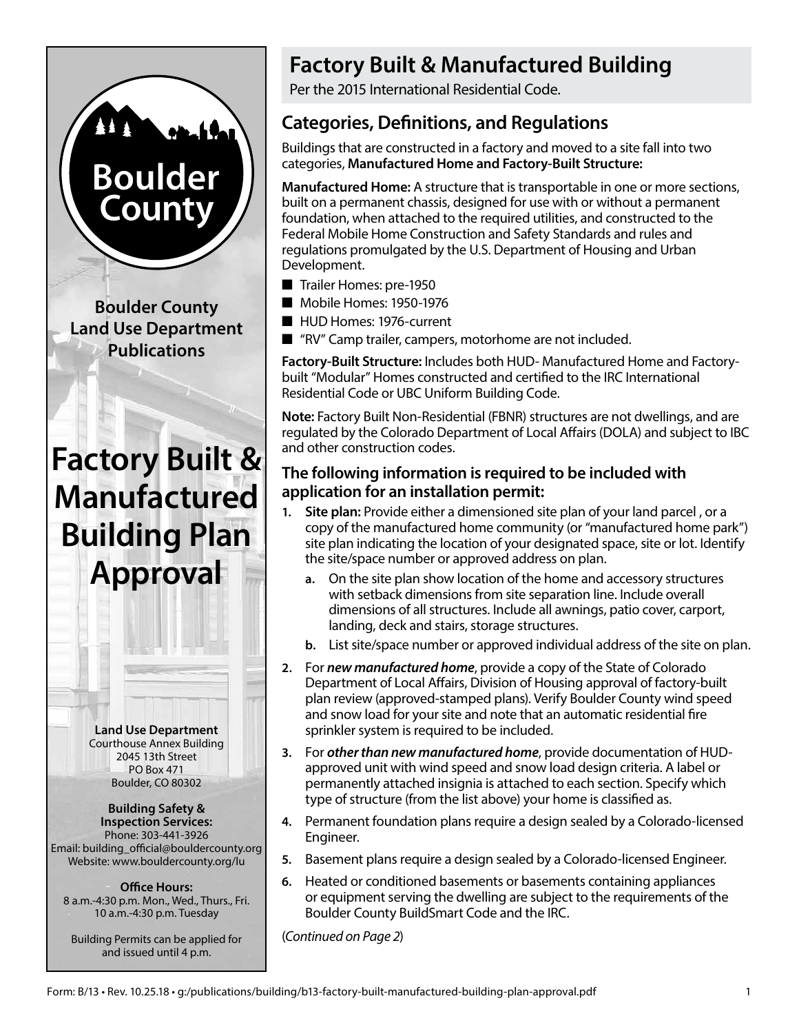Boulder County

**Boulder County Land Use Department Publications**

# Factory Built & Manufactured Building Plan Approval

**Land Use Department**
Courthouse Annex Building
2045 13th Street
PO Box 471
Boulder, CO 80302

**Building Safety & Inspection Services:**
Phone: 303-441-3926
Email: building_official@bouldercounty.org
Website: www.bouldercounty.org/lu

**Office Hours:**
8 a.m.-4:30 p.m. Mon., Wed., Thurs., Fri.
10 a.m.-4:30 p.m. Tuesday

Building Permits can be applied for and issued until 4 p.m.

## Factory Built & Manufactured Building

Per the 2015 International Residential Code.

### Categories, Definitions, and Regulations

Buildings that are constructed in a factory and moved to a site fall into two categories, **Manufactured Home and Factory-Built Structure:**

**Manufactured Home:** A structure that is transportable in one or more sections, built on a permanent chassis, designed for use with or without a permanent foundation, when attached to the required utilities, and constructed to the Federal Mobile Home Construction and Safety Standards and rules and regulations promulgated by the U.S. Department of Housing and Urban Development.

- Trailer Homes: pre-1950
- Mobile Homes: 1950-1976
- HUD Homes: 1976-current
- "RV" Camp trailer, campers, motorhome are not included.

**Factory-Built Structure:** Includes both HUD- Manufactured Home and Factory-built "Modular" Homes constructed and certified to the IRC International Residential Code or UBC Uniform Building Code.

**Note:** Factory Built Non-Residential (FBNR) structures are not dwellings, and are regulated by the Colorado Department of Local Affairs (DOLA) and subject to IBC and other construction codes.

### The following information is required to be included with application for an installation permit:

1. **Site plan:** Provide either a dimensioned site plan of your land parcel , or a copy of the manufactured home community (or "manufactured home park") site plan indicating the location of your designated space, site or lot. Identify the site/space number or approved address on plan.
   a. On the site plan show location of the home and accessory structures with setback dimensions from site separation line. Include overall dimensions of all structures. Include all awnings, patio cover, carport, landing, deck and stairs, storage structures.
   b. List site/space number or approved individual address of the site on plan.
2. For ***new manufactured home***, provide a copy of the State of Colorado Department of Local Affairs, Division of Housing approval of factory-built plan review (approved-stamped plans). Verify Boulder County wind speed and snow load for your site and note that an automatic residential fire sprinkler system is required to be included.
3. For ***other than new manufactured home***, provide documentation of HUD-approved unit with wind speed and snow load design criteria. A label or permanently attached insignia is attached to each section. Specify which type of structure (from the list above) your home is classified as.
4. Permanent foundation plans require a design sealed by a Colorado-licensed Engineer.
5. Basement plans require a design sealed by a Colorado-licensed Engineer.
6. Heated or conditioned basements or basements containing appliances or equipment serving the dwelling are subject to the requirements of the Boulder County BuildSmart Code and the IRC.

(*Continued on Page 2*)

Form: B/13 • Rev. 10.25.18 • g:/publications/building/b13-factory-built-manufactured-building-plan-approval.pdf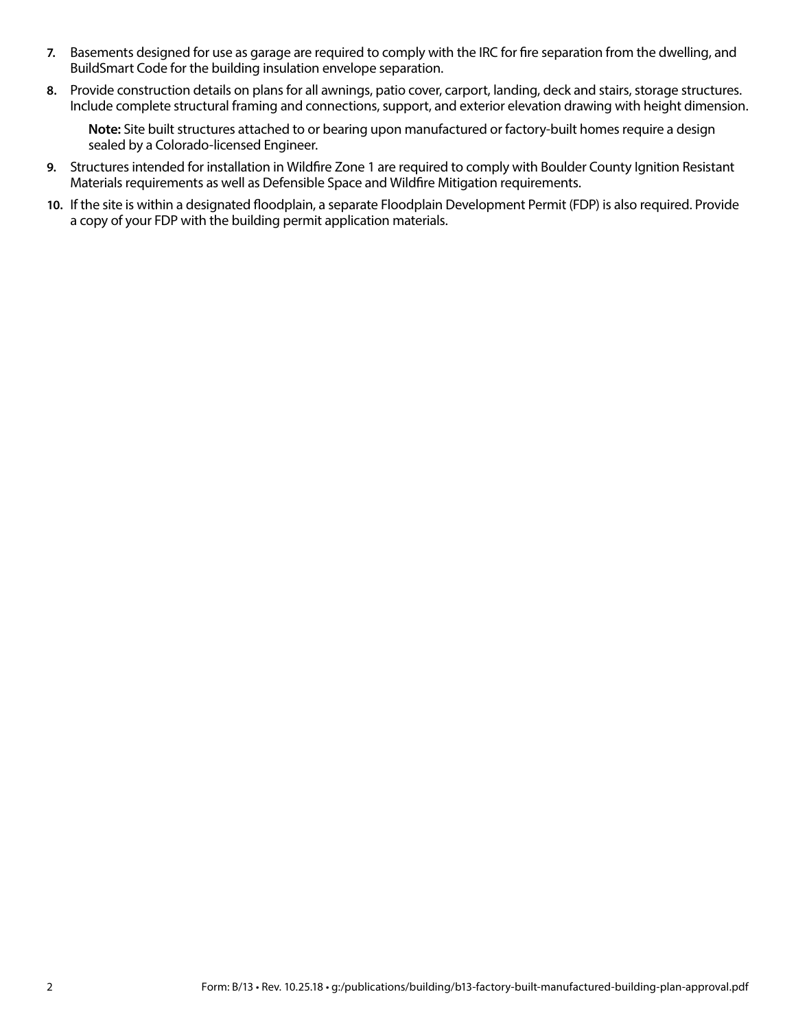7. Basements designed for use as garage are required to comply with the IRC for fire separation from the dwelling, and BuildSmart Code for the building insulation envelope separation.

8. Provide construction details on plans for all awnings, patio cover, carport, landing, deck and stairs, storage structures. Include complete structural framing and connections, support, and exterior elevation drawing with height dimension.

   **Note:** Site built structures attached to or bearing upon manufactured or factory-built homes require a design sealed by a Colorado-licensed Engineer.

9. Structures intended for installation in Wildfire Zone 1 are required to comply with Boulder County Ignition Resistant Materials requirements as well as Defensible Space and Wildfire Mitigation requirements.

10. If the site is within a designated floodplain, a separate Floodplain Development Permit (FDP) is also required. Provide a copy of your FDP with the building permit application materials.

Form: B/13 • Rev. 10.25.18 • g:/publications/building/b13-factory-built-manufactured-building-plan-approval.pdf